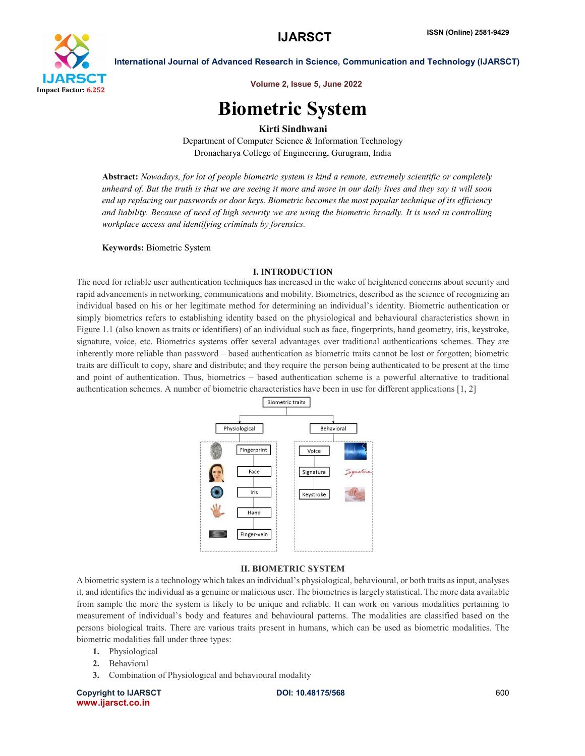# Biometric System

**Kirti Sindhwani**

Department of Computer Science & Information Technology
Dronacharya College of Engineering, Gurugram, India

**Abstract:** *Nowadays, for lot of people biometric system is kind a remote, extremely scientific or completely unheard of. But the truth is that we are seeing it more and more in our daily lives and they say it will soon end up replacing our passwords or door keys. Biometric becomes the most popular technique of its efficiency and liability. Because of need of high security we are using the biometric broadly. It is used in controlling workplace access and identifying criminals by forensics.*

**Keywords:** Biometric System

## I. INTRODUCTION

The need for reliable user authentication techniques has increased in the wake of heightened concerns about security and rapid advancements in networking, communications and mobility. Biometrics, described as the science of recognizing an individual based on his or her legitimate method for determining an individual's identity. Biometric authentication or simply biometrics refers to establishing identity based on the physiological and behavioural characteristics shown in Figure 1.1 (also known as traits or identifiers) of an individual such as face, fingerprints, hand geometry, iris, keystroke, signature, voice, etc. Biometrics systems offer several advantages over traditional authentications schemes. They are inherently more reliable than password – based authentication as biometric traits cannot be lost or forgotten; biometric traits are difficult to copy, share and distribute; and they require the person being authenticated to be present at the time and point of authentication. Thus, biometrics – based authentication scheme is a powerful alternative to traditional authentication schemes. A number of biometric characteristics have been in use for different applications [1, 2]

Biometric traits
- Physiological
  - Fingerprint
  - Face
  - Iris
  - Hand
  - Finger-vein
- Behavioral
  - Voice
  - Signature
  - Keystroke

## II. BIOMETRIC SYSTEM

A biometric system is a technology which takes an individual's physiological, behavioural, or both traits as input, analyses it, and identifies the individual as a genuine or malicious user. The biometrics is largely statistical. The more data available from sample the more the system is likely to be unique and reliable. It can work on various modalities pertaining to measurement of individual's body and features and behavioural patterns. The modalities are classified based on the persons biological traits. There are various traits present in humans, which can be used as biometric modalities. The biometric modalities fall under three types:

1. Physiological
2. Behavioral
3. Combination of Physiological and behavioural modality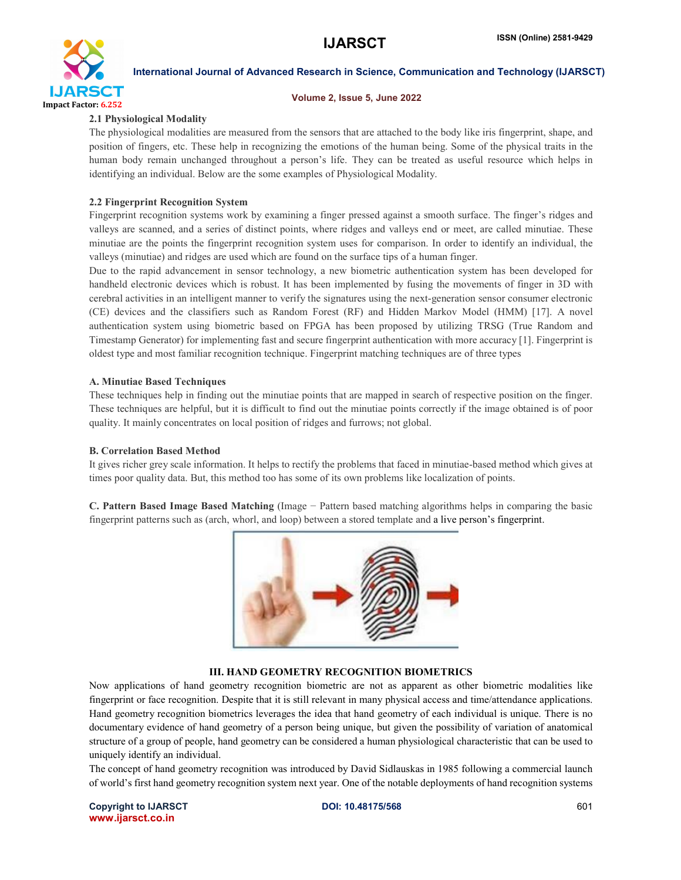### 2.1 Physiological Modality

The physiological modalities are measured from the sensors that are attached to the body like iris fingerprint, shape, and position of fingers, etc. These help in recognizing the emotions of the human being. Some of the physical traits in the human body remain unchanged throughout a person's life. They can be treated as useful resource which helps in identifying an individual. Below are the some examples of Physiological Modality.

### 2.2 Fingerprint Recognition System

Fingerprint recognition systems work by examining a finger pressed against a smooth surface. The finger's ridges and valleys are scanned, and a series of distinct points, where ridges and valleys end or meet, are called minutiae. These minutiae are the points the fingerprint recognition system uses for comparison. In order to identify an individual, the valleys (minutiae) and ridges are used which are found on the surface tips of a human finger.

Due to the rapid advancement in sensor technology, a new biometric authentication system has been developed for handheld electronic devices which is robust. It has been implemented by fusing the movements of finger in 3D with cerebral activities in an intelligent manner to verify the signatures using the next-generation sensor consumer electronic (CE) devices and the classifiers such as Random Forest (RF) and Hidden Markov Model (HMM) [17]. A novel authentication system using biometric based on FPGA has been proposed by utilizing TRSG (True Random and Timestamp Generator) for implementing fast and secure fingerprint authentication with more accuracy [1]. Fingerprint is oldest type and most familiar recognition technique. Fingerprint matching techniques are of three types

#### A. Minutiae Based Techniques

These techniques help in finding out the minutiae points that are mapped in search of respective position on the finger. These techniques are helpful, but it is difficult to find out the minutiae points correctly if the image obtained is of poor quality. It mainly concentrates on local position of ridges and furrows; not global.

#### B. Correlation Based Method

It gives richer grey scale information. It helps to rectify the problems that faced in minutiae-based method which gives at times poor quality data. But, this method too has some of its own problems like localization of points.

**C. Pattern Based Image Based Matching** (Image − Pattern based matching algorithms helps in comparing the basic fingerprint patterns such as (arch, whorl, and loop) between a stored template and a live person's fingerprint.

## III. HAND GEOMETRY RECOGNITION BIOMETRICS

Now applications of hand geometry recognition biometric are not as apparent as other biometric modalities like fingerprint or face recognition. Despite that it is still relevant in many physical access and time/attendance applications. Hand geometry recognition biometrics leverages the idea that hand geometry of each individual is unique. There is no documentary evidence of hand geometry of a person being unique, but given the possibility of variation of anatomical structure of a group of people, hand geometry can be considered a human physiological characteristic that can be used to uniquely identify an individual.

The concept of hand geometry recognition was introduced by David Sidlauskas in 1985 following a commercial launch of world's first hand geometry recognition system next year. One of the notable deployments of hand recognition systems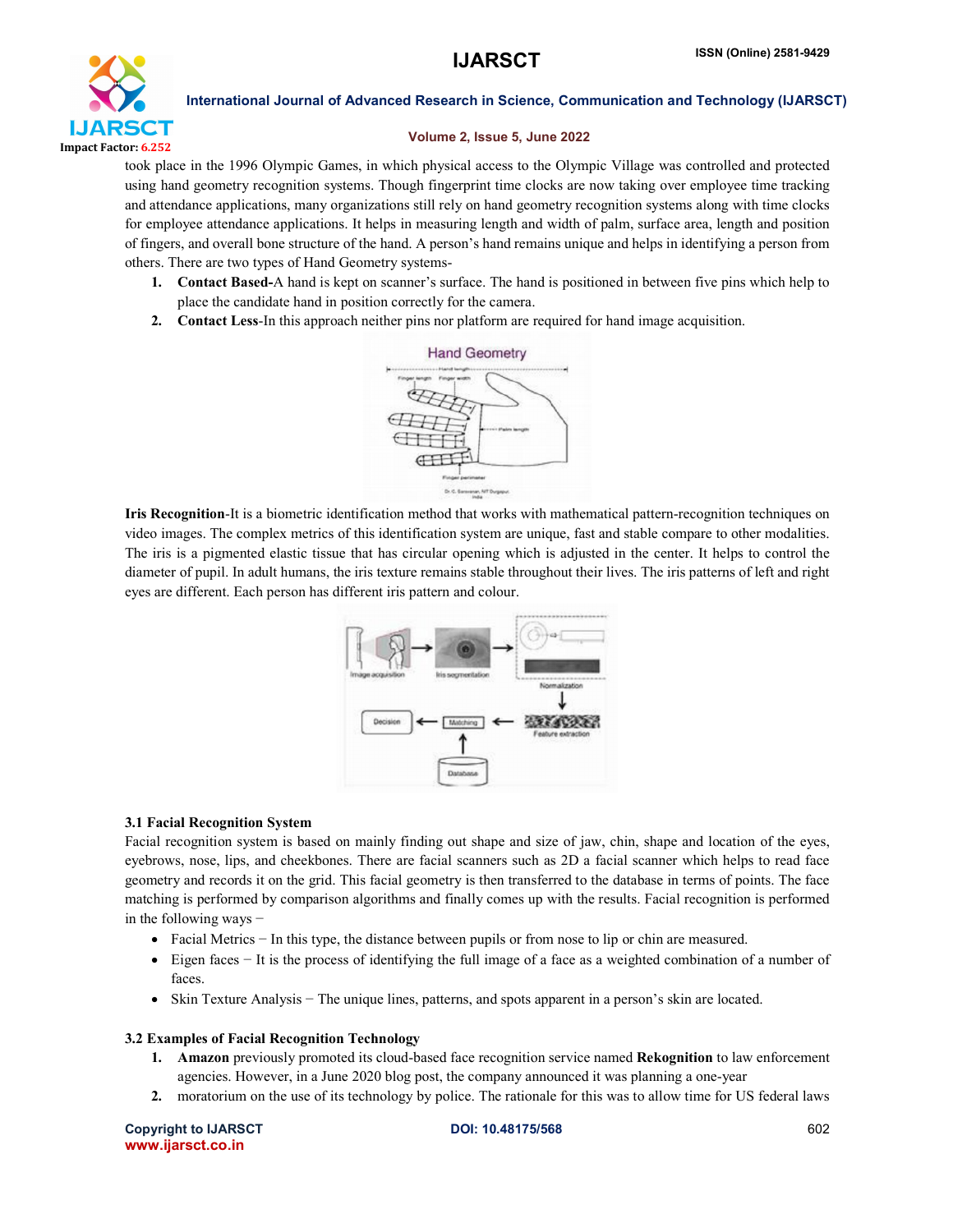took place in the 1996 Olympic Games, in which physical access to the Olympic Village was controlled and protected using hand geometry recognition systems. Though fingerprint time clocks are now taking over employee time tracking and attendance applications, many organizations still rely on hand geometry recognition systems along with time clocks for employee attendance applications. It helps in measuring length and width of palm, surface area, length and position of fingers, and overall bone structure of the hand. A person's hand remains unique and helps in identifying a person from others. There are two types of Hand Geometry systems-

1. **Contact Based-**A hand is kept on scanner's surface. The hand is positioned in between five pins which help to place the candidate hand in position correctly for the camera.
2. **Contact Less**-In this approach neither pins nor platform are required for hand image acquisition.

**Iris Recognition**-It is a biometric identification method that works with mathematical pattern-recognition techniques on video images. The complex metrics of this identification system are unique, fast and stable compare to other modalities. The iris is a pigmented elastic tissue that has circular opening which is adjusted in the center. It helps to control the diameter of pupil. In adult humans, the iris texture remains stable throughout their lives. The iris patterns of left and right eyes are different. Each person has different iris pattern and colour.

### 3.1 Facial Recognition System

Facial recognition system is based on mainly finding out shape and size of jaw, chin, shape and location of the eyes, eyebrows, nose, lips, and cheekbones. There are facial scanners such as 2D a facial scanner which helps to read face geometry and records it on the grid. This facial geometry is then transferred to the database in terms of points. The face matching is performed by comparison algorithms and finally comes up with the results. Facial recognition is performed in the following ways −

- Facial Metrics − In this type, the distance between pupils or from nose to lip or chin are measured.
- Eigen faces − It is the process of identifying the full image of a face as a weighted combination of a number of faces.
- Skin Texture Analysis − The unique lines, patterns, and spots apparent in a person's skin are located.

### 3.2 Examples of Facial Recognition Technology

1. **Amazon** previously promoted its cloud-based face recognition service named **Rekognition** to law enforcement agencies. However, in a June 2020 blog post, the company announced it was planning a one-year
2. moratorium on the use of its technology by police. The rationale for this was to allow time for US federal laws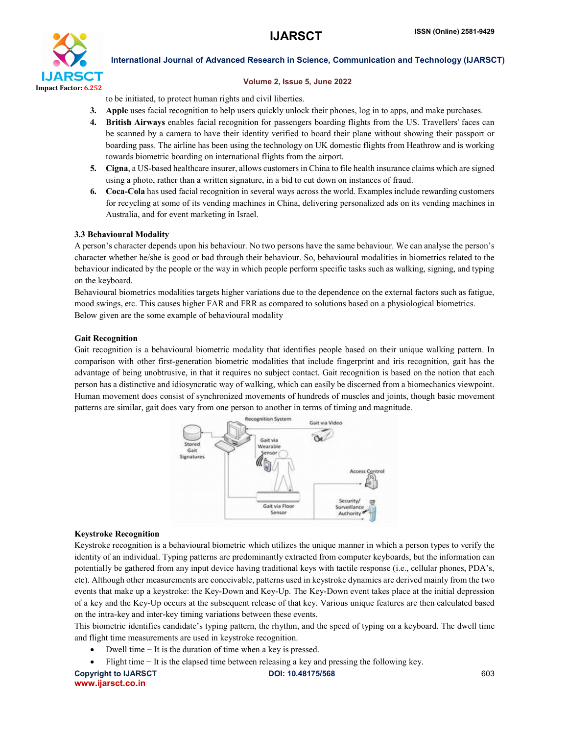to be initiated, to protect human rights and civil liberties.

3. **Apple** uses facial recognition to help users quickly unlock their phones, log in to apps, and make purchases.
4. **British Airways** enables facial recognition for passengers boarding flights from the US. Travellers' faces can be scanned by a camera to have their identity verified to board their plane without showing their passport or boarding pass. The airline has been using the technology on UK domestic flights from Heathrow and is working towards biometric boarding on international flights from the airport.
5. **Cigna**, a US-based healthcare insurer, allows customers in China to file health insurance claims which are signed using a photo, rather than a written signature, in a bid to cut down on instances of fraud.
6. **Coca-Cola** has used facial recognition in several ways across the world. Examples include rewarding customers for recycling at some of its vending machines in China, delivering personalized ads on its vending machines in Australia, and for event marketing in Israel.

### 3.3 Behavioural Modality

A person's character depends upon his behaviour. No two persons have the same behaviour. We can analyse the person's character whether he/she is good or bad through their behaviour. So, behavioural modalities in biometrics related to the behaviour indicated by the people or the way in which people perform specific tasks such as walking, signing, and typing on the keyboard.

Behavioural biometrics modalities targets higher variations due to the dependence on the external factors such as fatigue, mood swings, etc. This causes higher FAR and FRR as compared to solutions based on a physiological biometrics. Below given are the some example of behavioural modality

**Gait Recognition**

Gait recognition is a behavioural biometric modality that identifies people based on their unique walking pattern. In comparison with other first-generation biometric modalities that include fingerprint and iris recognition, gait has the advantage of being unobtrusive, in that it requires no subject contact. Gait recognition is based on the notion that each person has a distinctive and idiosyncratic way of walking, which can easily be discerned from a biomechanics viewpoint. Human movement does consist of synchronized movements of hundreds of muscles and joints, though basic movement patterns are similar, gait does vary from one person to another in terms of timing and magnitude.

**Keystroke Recognition**

Keystroke recognition is a behavioural biometric which utilizes the unique manner in which a person types to verify the identity of an individual. Typing patterns are predominantly extracted from computer keyboards, but the information can potentially be gathered from any input device having traditional keys with tactile response (i.e., cellular phones, PDA's, etc). Although other measurements are conceivable, patterns used in keystroke dynamics are derived mainly from the two events that make up a keystroke: the Key-Down and Key-Up. The Key-Down event takes place at the initial depression of a key and the Key-Up occurs at the subsequent release of that key. Various unique features are then calculated based on the intra-key and inter-key timing variations between these events.

This biometric identifies candidate's typing pattern, the rhythm, and the speed of typing on a keyboard. The dwell time and flight time measurements are used in keystroke recognition.

- Dwell time − It is the duration of time when a key is pressed.
- Flight time − It is the elapsed time between releasing a key and pressing the following key.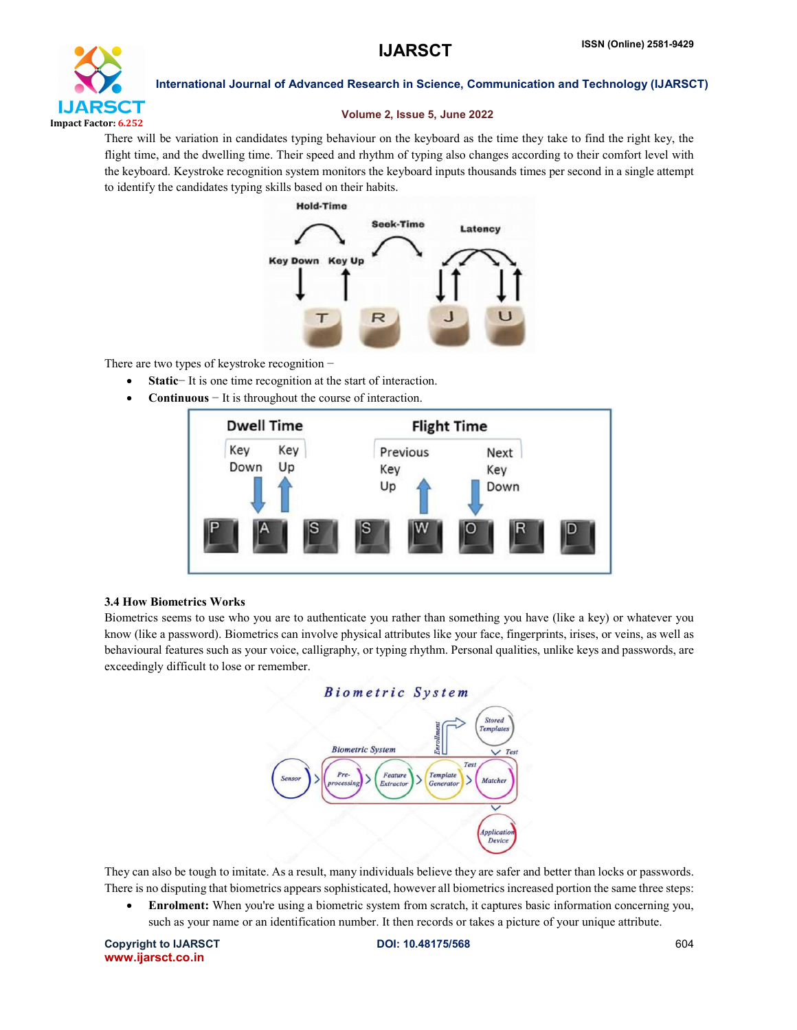There will be variation in candidates typing behaviour on the keyboard as the time they take to find the right key, the flight time, and the dwelling time. Their speed and rhythm of typing also changes according to their comfort level with the keyboard. Keystroke recognition system monitors the keyboard inputs thousands times per second in a single attempt to identify the candidates typing skills based on their habits.

There are two types of keystroke recognition −

- **Static**− It is one time recognition at the start of interaction.
- **Continuous** − It is throughout the course of interaction.

### 3.4 How Biometrics Works

Biometrics seems to use who you are to authenticate you rather than something you have (like a key) or whatever you know (like a password). Biometrics can involve physical attributes like your face, fingerprints, irises, or veins, as well as behavioural features such as your voice, calligraphy, or typing rhythm. Personal qualities, unlike keys and passwords, are exceedingly difficult to lose or remember.

They can also be tough to imitate. As a result, many individuals believe they are safer and better than locks or passwords. There is no disputing that biometrics appears sophisticated, however all biometrics increased portion the same three steps:

- **Enrolment:** When you're using a biometric system from scratch, it captures basic information concerning you, such as your name or an identification number. It then records or takes a picture of your unique attribute.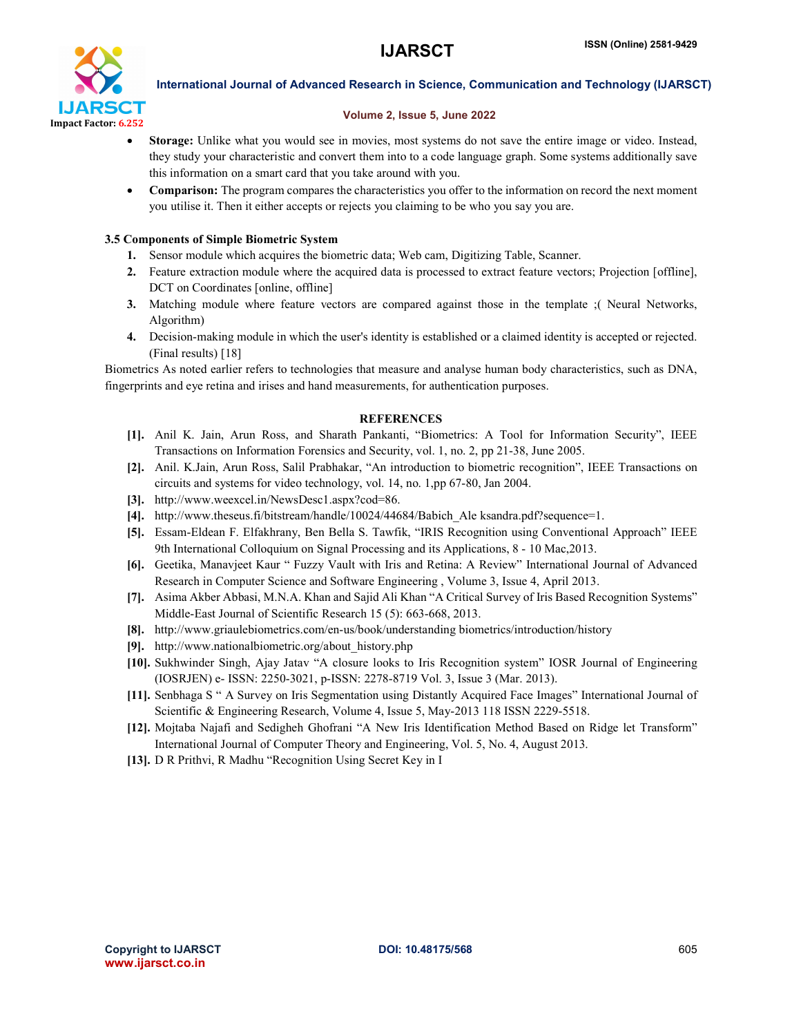- **Storage:** Unlike what you would see in movies, most systems do not save the entire image or video. Instead, they study your characteristic and convert them into to a code language graph. Some systems additionally save this information on a smart card that you take around with you.
- **Comparison:** The program compares the characteristics you offer to the information on record the next moment you utilise it. Then it either accepts or rejects you claiming to be who you say you are.

### 3.5 Components of Simple Biometric System

1. Sensor module which acquires the biometric data; Web cam, Digitizing Table, Scanner.
2. Feature extraction module where the acquired data is processed to extract feature vectors; Projection [offline], DCT on Coordinates [online, offline]
3. Matching module where feature vectors are compared against those in the template ;( Neural Networks, Algorithm)
4. Decision-making module in which the user's identity is established or a claimed identity is accepted or rejected. (Final results) [18]

Biometrics As noted earlier refers to technologies that measure and analyse human body characteristics, such as DNA, fingerprints and eye retina and irises and hand measurements, for authentication purposes.

## REFERENCES

[1]. Anil K. Jain, Arun Ross, and Sharath Pankanti, "Biometrics: A Tool for Information Security", IEEE Transactions on Information Forensics and Security, vol. 1, no. 2, pp 21-38, June 2005.

[2]. Anil. K.Jain, Arun Ross, Salil Prabhakar, "An introduction to biometric recognition", IEEE Transactions on circuits and systems for video technology, vol. 14, no. 1,pp 67-80, Jan 2004.

[3]. http://www.weexcel.in/NewsDesc1.aspx?cod=86.

[4]. http://www.theseus.fi/bitstream/handle/10024/44684/Babich_Ale ksandra.pdf?sequence=1.

[5]. Essam-Eldean F. Elfakhrany, Ben Bella S. Tawfik, "IRIS Recognition using Conventional Approach" IEEE 9th International Colloquium on Signal Processing and its Applications, 8 - 10 Mac,2013.

[6]. Geetika, Manavjeet Kaur " Fuzzy Vault with Iris and Retina: A Review" International Journal of Advanced Research in Computer Science and Software Engineering , Volume 3, Issue 4, April 2013.

[7]. Asima Akber Abbasi, M.N.A. Khan and Sajid Ali Khan "A Critical Survey of Iris Based Recognition Systems" Middle-East Journal of Scientific Research 15 (5): 663-668, 2013.

[8]. http://www.griaulebiometrics.com/en-us/book/understanding biometrics/introduction/history

[9]. http://www.nationalbiometric.org/about_history.php

[10]. Sukhwinder Singh, Ajay Jatav "A closure looks to Iris Recognition system" IOSR Journal of Engineering (IOSRJEN) e- ISSN: 2250-3021, p-ISSN: 2278-8719 Vol. 3, Issue 3 (Mar. 2013).

[11]. Senbhaga S " A Survey on Iris Segmentation using Distantly Acquired Face Images" International Journal of Scientific & Engineering Research, Volume 4, Issue 5, May-2013 118 ISSN 2229-5518.

[12]. Mojtaba Najafi and Sedigheh Ghofrani "A New Iris Identification Method Based on Ridge let Transform" International Journal of Computer Theory and Engineering, Vol. 5, No. 4, August 2013.

[13]. D R Prithvi, R Madhu "Recognition Using Secret Key in I